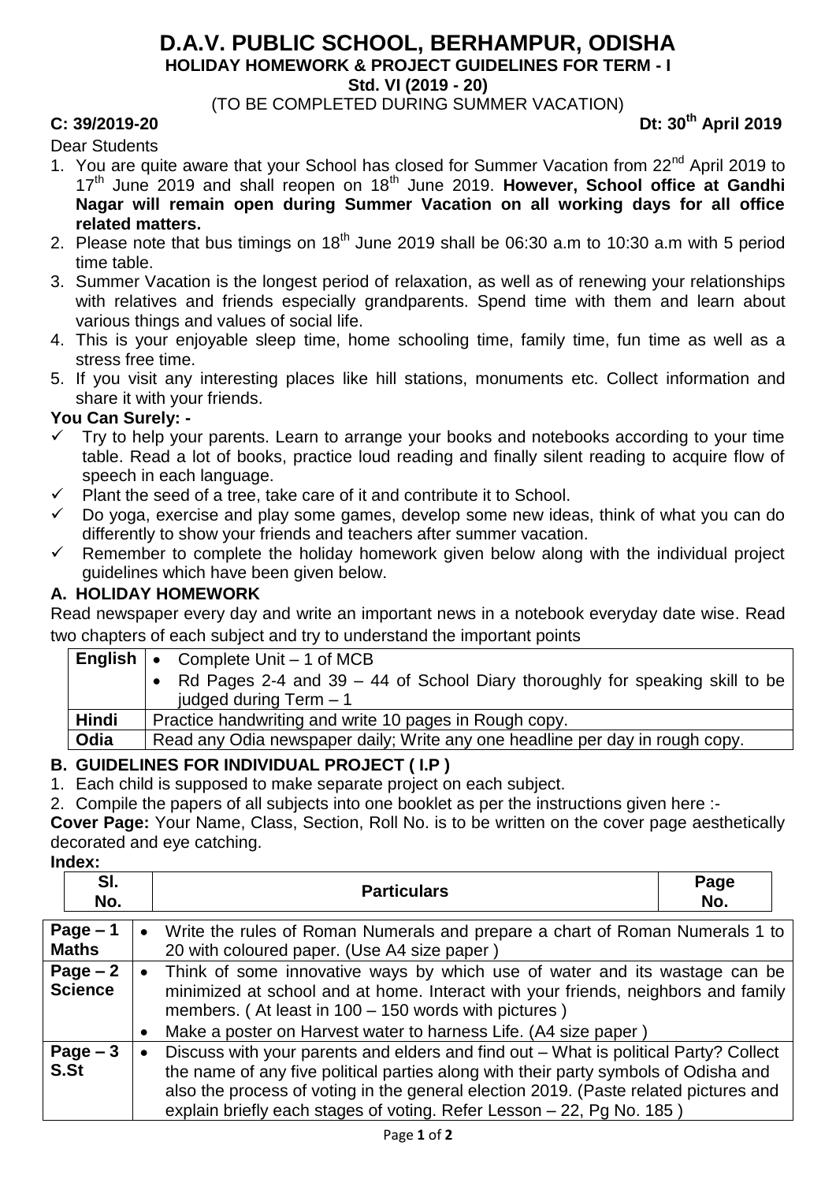# D.A.V. PUBLIC SCHOOL, BERHAMPUR, ODISHA

**HOLIDAY HOMEWORK & PROJECT GUIDELINES FOR TERM - I**

**Std. VI (2019 - 20)**

(TO BE COMPLETED DURING SUMMER VACATION)

**C: 39/2019-20** **Dt: 30th April 2019**

Dear Students

1. You are quite aware that your School has closed for Summer Vacation from 22nd April 2019 to 17th June 2019 and shall reopen on 18th June 2019. **However, School office at Gandhi Nagar will remain open during Summer Vacation on all working days for all office related matters.**
2. Please note that bus timings on 18th June 2019 shall be 06:30 a.m to 10:30 a.m with 5 period time table.
3. Summer Vacation is the longest period of relaxation, as well as of renewing your relationships with relatives and friends especially grandparents. Spend time with them and learn about various things and values of social life.
4. This is your enjoyable sleep time, home schooling time, family time, fun time as well as a stress free time.
5. If you visit any interesting places like hill stations, monuments etc. Collect information and share it with your friends.

**You Can Surely: -**

- ✓ Try to help your parents. Learn to arrange your books and notebooks according to your time table. Read a lot of books, practice loud reading and finally silent reading to acquire flow of speech in each language.
- ✓ Plant the seed of a tree, take care of it and contribute it to School.
- ✓ Do yoga, exercise and play some games, develop some new ideas, think of what you can do differently to show your friends and teachers after summer vacation.
- ✓ Remember to complete the holiday homework given below along with the individual project guidelines which have been given below.

## A. HOLIDAY HOMEWORK

Read newspaper every day and write an important news in a notebook everyday date wise. Read two chapters of each subject and try to understand the important points

| | |
|---|---|
| **English** | • Complete Unit – 1 of MCB<br>• Rd Pages 2-4 and 39 – 44 of School Diary thoroughly for speaking skill to be judged during Term – 1 |
| **Hindi** | Practice handwriting and write 10 pages in Rough copy. |
| **Odia** | Read any Odia newspaper daily; Write any one headline per day in rough copy. |

## B. GUIDELINES FOR INDIVIDUAL PROJECT ( I.P )

1. Each child is supposed to make separate project on each subject.
2. Compile the papers of all subjects into one booklet as per the instructions given here :-

**Cover Page:** Your Name, Class, Section, Roll No. is to be written on the cover page aesthetically decorated and eye catching.

**Index:**

| Sl. No. | Particulars | Page No. |
|---|---|---|
| | | |

| | |
|---|---|
| **Page – 1 Maths** | • Write the rules of Roman Numerals and prepare a chart of Roman Numerals 1 to 20 with coloured paper. (Use A4 size paper ) |
| **Page – 2 Science** | • Think of some innovative ways by which use of water and its wastage can be minimized at school and at home. Interact with your friends, neighbors and family members. ( At least in 100 – 150 words with pictures )<br>• Make a poster on Harvest water to harness Life. (A4 size paper ) |
| **Page – 3 S.St** | • Discuss with your parents and elders and find out – What is political Party? Collect the name of any five political parties along with their party symbols of Odisha and also the process of voting in the general election 2019. (Paste related pictures and explain briefly each stages of voting. Refer Lesson – 22, Pg No. 185 ) |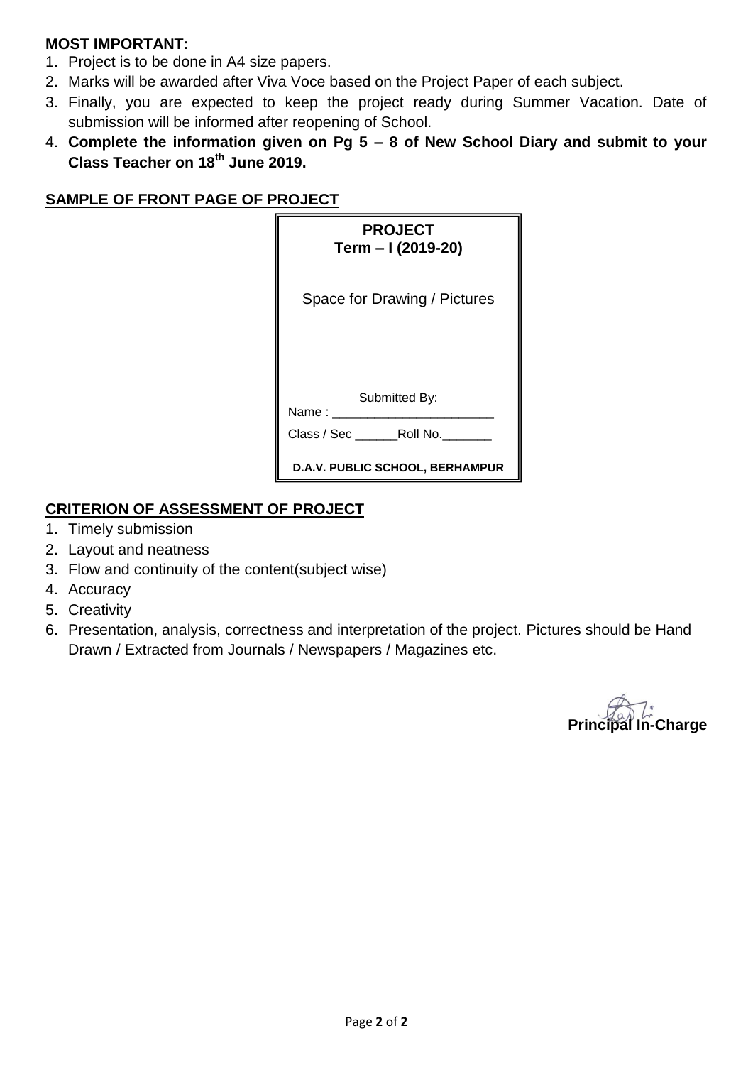**MOST IMPORTANT:**

1. Project is to be done in A4 size papers.
2. Marks will be awarded after Viva Voce based on the Project Paper of each subject.
3. Finally, you are expected to keep the project ready during Summer Vacation. Date of submission will be informed after reopening of School.
4. **Complete the information given on Pg 5 – 8 of New School Diary and submit to your Class Teacher on 18th June 2019.**

## SAMPLE OF FRONT PAGE OF PROJECT

**PROJECT**
**Term – I (2019-20)**

Space for Drawing / Pictures

Submitted By:

Name : ________________________

Class / Sec ______Roll No._______

**D.A.V. PUBLIC SCHOOL, BERHAMPUR**

## CRITERION OF ASSESSMENT OF PROJECT

1. Timely submission
2. Layout and neatness
3. Flow and continuity of the content(subject wise)
4. Accuracy
5. Creativity
6. Presentation, analysis, correctness and interpretation of the project. Pictures should be Hand Drawn / Extracted from Journals / Newspapers / Magazines etc.

**Principal In-Charge**